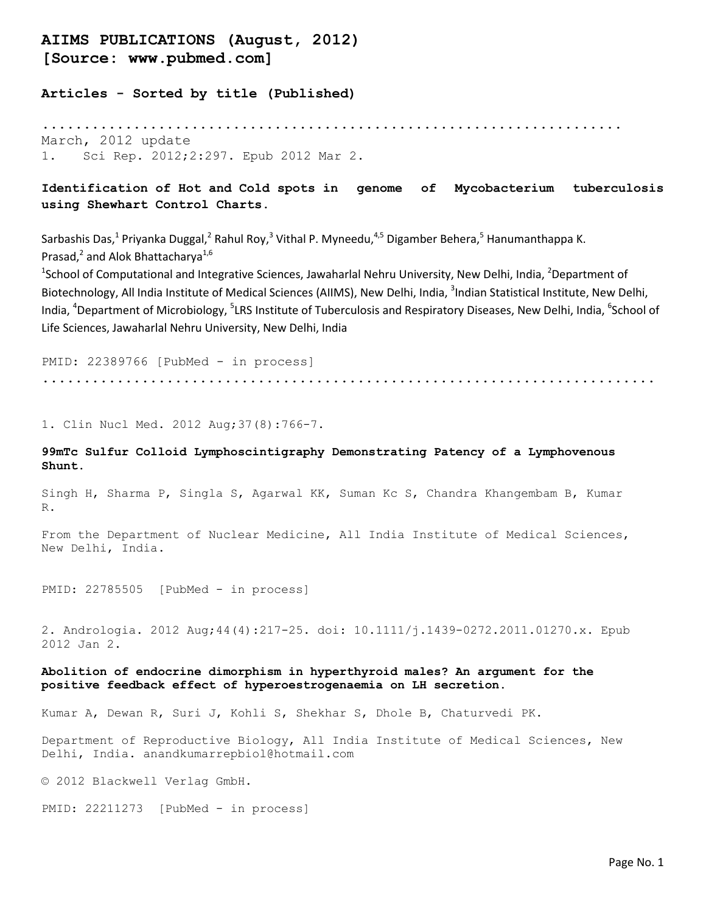# AIIMS PUBLICATIONS (August, 2012)
# [Source: www.pubmed.com]

## Articles - Sorted by title (Published)

.....................................................................

March, 2012 update

1. Sci Rep. 2012;2:297. Epub 2012 Mar 2.

**Identification of Hot and Cold spots in genome of Mycobacterium tuberculosis using Shewhart Control Charts.**

Sarbashis Das,[1] Priyanka Duggal,[2] Rahul Roy,[3] Vithal P. Myneedu,[4,5] Digamber Behera,[5] Hanumanthappa K. Prasad,[2] and Alok Bhattacharya[1,6]

[1]School of Computational and Integrative Sciences, Jawaharlal Nehru University, New Delhi, India, [2]Department of Biotechnology, All India Institute of Medical Sciences (AIIMS), New Delhi, India, [3]Indian Statistical Institute, New Delhi, India, [4]Department of Microbiology, [5]LRS Institute of Tuberculosis and Respiratory Diseases, New Delhi, India, [6]School of Life Sciences, Jawaharlal Nehru University, New Delhi, India

PMID: 22389766 [PubMed - in process]

.....................................................................

1. Clin Nucl Med. 2012 Aug;37(8):766-7.

**99mTc Sulfur Colloid Lymphoscintigraphy Demonstrating Patency of a Lymphovenous Shunt.**

Singh H, Sharma P, Singla S, Agarwal KK, Suman Kc S, Chandra Khangembam B, Kumar R.

From the Department of Nuclear Medicine, All India Institute of Medical Sciences, New Delhi, India.

PMID: 22785505 [PubMed - in process]

2. Andrologia. 2012 Aug;44(4):217-25. doi: 10.1111/j.1439-0272.2011.01270.x. Epub 2012 Jan 2.

**Abolition of endocrine dimorphism in hyperthyroid males? An argument for the positive feedback effect of hyperoestrogenaemia on LH secretion.**

Kumar A, Dewan R, Suri J, Kohli S, Shekhar S, Dhole B, Chaturvedi PK.

Department of Reproductive Biology, All India Institute of Medical Sciences, New Delhi, India. anandkumarrepbiol@hotmail.com

© 2012 Blackwell Verlag GmbH.

PMID: 22211273 [PubMed - in process]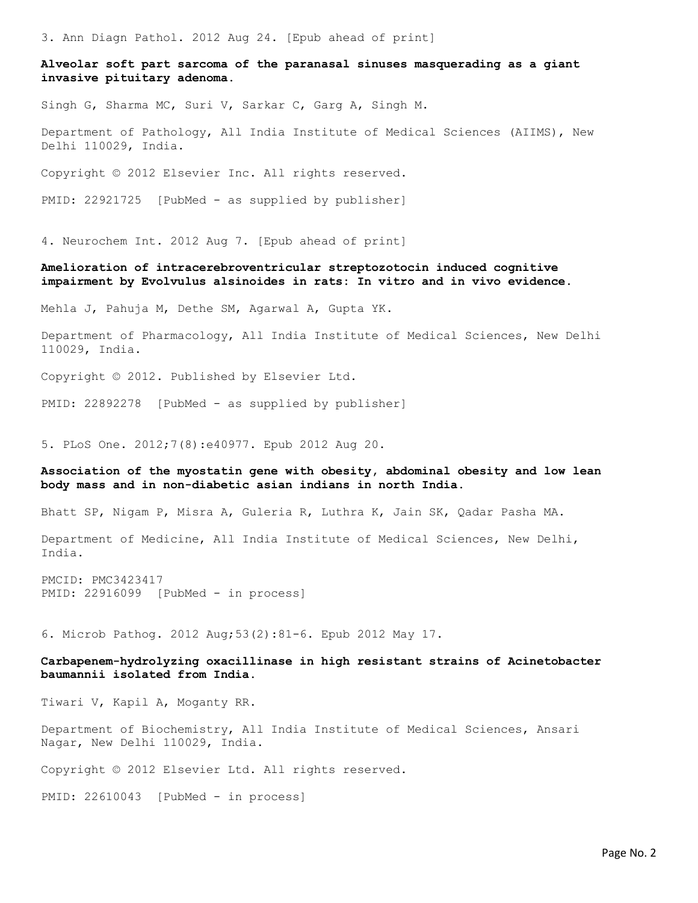3. Ann Diagn Pathol. 2012 Aug 24. [Epub ahead of print]

**Alveolar soft part sarcoma of the paranasal sinuses masquerading as a giant invasive pituitary adenoma.**

Singh G, Sharma MC, Suri V, Sarkar C, Garg A, Singh M.

Department of Pathology, All India Institute of Medical Sciences (AIIMS), New Delhi 110029, India.

Copyright © 2012 Elsevier Inc. All rights reserved.

PMID: 22921725 [PubMed - as supplied by publisher]

4. Neurochem Int. 2012 Aug 7. [Epub ahead of print]

**Amelioration of intracerebroventricular streptozotocin induced cognitive impairment by Evolvulus alsinoides in rats: In vitro and in vivo evidence.**

Mehla J, Pahuja M, Dethe SM, Agarwal A, Gupta YK.

Department of Pharmacology, All India Institute of Medical Sciences, New Delhi 110029, India.

Copyright © 2012. Published by Elsevier Ltd.

PMID: 22892278 [PubMed - as supplied by publisher]

5. PLoS One. 2012;7(8):e40977. Epub 2012 Aug 20.

**Association of the myostatin gene with obesity, abdominal obesity and low lean body mass and in non-diabetic asian indians in north India.**

Bhatt SP, Nigam P, Misra A, Guleria R, Luthra K, Jain SK, Qadar Pasha MA.

Department of Medicine, All India Institute of Medical Sciences, New Delhi, India.

PMCID: PMC3423417
PMID: 22916099 [PubMed - in process]

6. Microb Pathog. 2012 Aug;53(2):81-6. Epub 2012 May 17.

**Carbapenem-hydrolyzing oxacillinase in high resistant strains of Acinetobacter baumannii isolated from India.**

Tiwari V, Kapil A, Moganty RR.

Department of Biochemistry, All India Institute of Medical Sciences, Ansari Nagar, New Delhi 110029, India.

Copyright © 2012 Elsevier Ltd. All rights reserved.

PMID: 22610043 [PubMed - in process]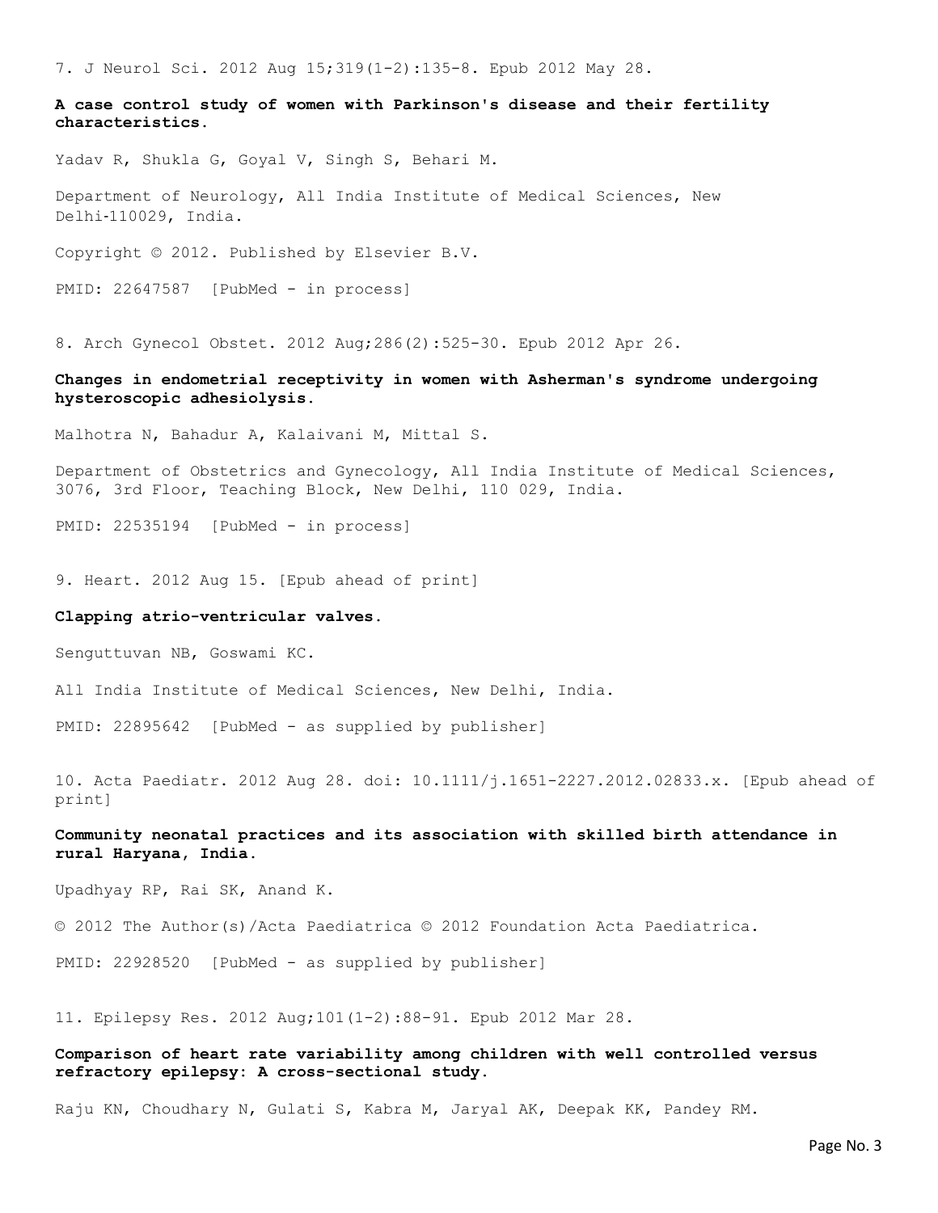7. J Neurol Sci. 2012 Aug 15;319(1-2):135-8. Epub 2012 May 28.

**A case control study of women with Parkinson's disease and their fertility characteristics.**

Yadav R, Shukla G, Goyal V, Singh S, Behari M.

Department of Neurology, All India Institute of Medical Sciences, New Delhi-110029, India.

Copyright © 2012. Published by Elsevier B.V.

PMID: 22647587 [PubMed - in process]

8. Arch Gynecol Obstet. 2012 Aug;286(2):525-30. Epub 2012 Apr 26.

**Changes in endometrial receptivity in women with Asherman's syndrome undergoing hysteroscopic adhesiolysis.**

Malhotra N, Bahadur A, Kalaivani M, Mittal S.

Department of Obstetrics and Gynecology, All India Institute of Medical Sciences, 3076, 3rd Floor, Teaching Block, New Delhi, 110 029, India.

PMID: 22535194 [PubMed - in process]

9. Heart. 2012 Aug 15. [Epub ahead of print]

**Clapping atrio-ventricular valves.**

Senguttuvan NB, Goswami KC.

All India Institute of Medical Sciences, New Delhi, India.

PMID: 22895642 [PubMed - as supplied by publisher]

10. Acta Paediatr. 2012 Aug 28. doi: 10.1111/j.1651-2227.2012.02833.x. [Epub ahead of print]

**Community neonatal practices and its association with skilled birth attendance in rural Haryana, India.**

Upadhyay RP, Rai SK, Anand K.

© 2012 The Author(s)/Acta Paediatrica © 2012 Foundation Acta Paediatrica.

PMID: 22928520 [PubMed - as supplied by publisher]

11. Epilepsy Res. 2012 Aug;101(1-2):88-91. Epub 2012 Mar 28.

**Comparison of heart rate variability among children with well controlled versus refractory epilepsy: A cross-sectional study.**

Raju KN, Choudhary N, Gulati S, Kabra M, Jaryal AK, Deepak KK, Pandey RM.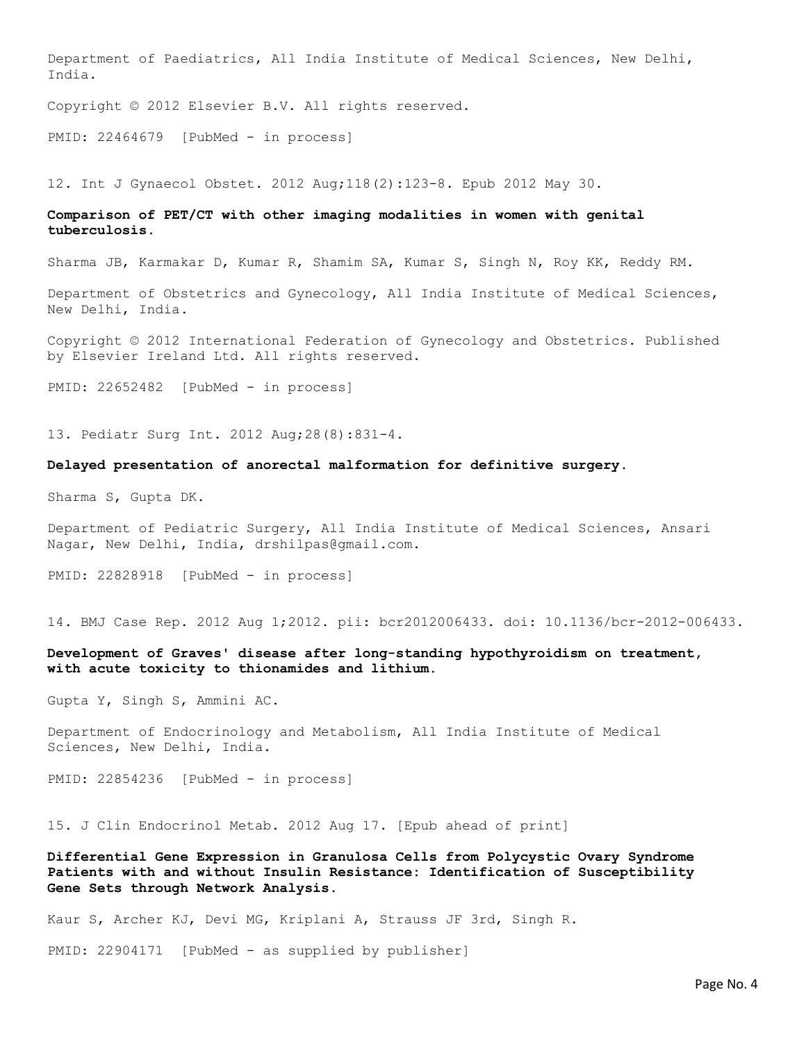Department of Paediatrics, All India Institute of Medical Sciences, New Delhi, India.

Copyright © 2012 Elsevier B.V. All rights reserved.

PMID: 22464679 [PubMed - in process]

12. Int J Gynaecol Obstet. 2012 Aug;118(2):123-8. Epub 2012 May 30.

**Comparison of PET/CT with other imaging modalities in women with genital tuberculosis.**

Sharma JB, Karmakar D, Kumar R, Shamim SA, Kumar S, Singh N, Roy KK, Reddy RM.

Department of Obstetrics and Gynecology, All India Institute of Medical Sciences, New Delhi, India.

Copyright © 2012 International Federation of Gynecology and Obstetrics. Published by Elsevier Ireland Ltd. All rights reserved.

PMID: 22652482 [PubMed - in process]

13. Pediatr Surg Int. 2012 Aug;28(8):831-4.

**Delayed presentation of anorectal malformation for definitive surgery.**

Sharma S, Gupta DK.

Department of Pediatric Surgery, All India Institute of Medical Sciences, Ansari Nagar, New Delhi, India, drshilpas@gmail.com.

PMID: 22828918 [PubMed - in process]

14. BMJ Case Rep. 2012 Aug 1;2012. pii: bcr2012006433. doi: 10.1136/bcr-2012-006433.

**Development of Graves' disease after long-standing hypothyroidism on treatment, with acute toxicity to thionamides and lithium.**

Gupta Y, Singh S, Ammini AC.

Department of Endocrinology and Metabolism, All India Institute of Medical Sciences, New Delhi, India.

PMID: 22854236 [PubMed - in process]

15. J Clin Endocrinol Metab. 2012 Aug 17. [Epub ahead of print]

**Differential Gene Expression in Granulosa Cells from Polycystic Ovary Syndrome Patients with and without Insulin Resistance: Identification of Susceptibility Gene Sets through Network Analysis.**

Kaur S, Archer KJ, Devi MG, Kriplani A, Strauss JF 3rd, Singh R.

PMID: 22904171 [PubMed - as supplied by publisher]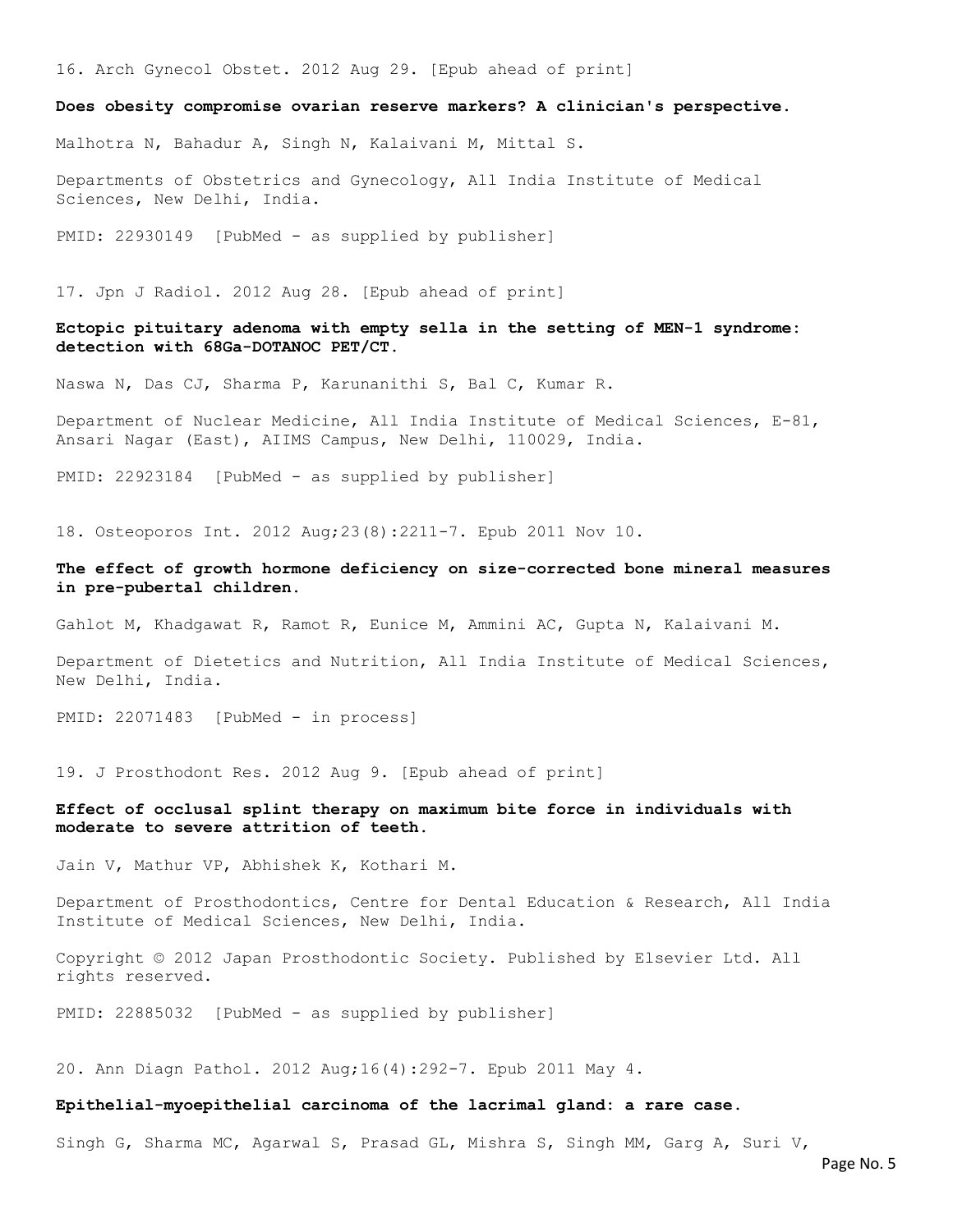16. Arch Gynecol Obstet. 2012 Aug 29. [Epub ahead of print]

**Does obesity compromise ovarian reserve markers? A clinician's perspective.**

Malhotra N, Bahadur A, Singh N, Kalaivani M, Mittal S.

Departments of Obstetrics and Gynecology, All India Institute of Medical Sciences, New Delhi, India.

PMID: 22930149 [PubMed - as supplied by publisher]

17. Jpn J Radiol. 2012 Aug 28. [Epub ahead of print]

**Ectopic pituitary adenoma with empty sella in the setting of MEN-1 syndrome: detection with 68Ga-DOTANOC PET/CT.**

Naswa N, Das CJ, Sharma P, Karunanithi S, Bal C, Kumar R.

Department of Nuclear Medicine, All India Institute of Medical Sciences, E-81, Ansari Nagar (East), AIIMS Campus, New Delhi, 110029, India.

PMID: 22923184 [PubMed - as supplied by publisher]

18. Osteoporos Int. 2012 Aug;23(8):2211-7. Epub 2011 Nov 10.

**The effect of growth hormone deficiency on size-corrected bone mineral measures in pre-pubertal children.**

Gahlot M, Khadgawat R, Ramot R, Eunice M, Ammini AC, Gupta N, Kalaivani M.

Department of Dietetics and Nutrition, All India Institute of Medical Sciences, New Delhi, India.

PMID: 22071483 [PubMed - in process]

19. J Prosthodont Res. 2012 Aug 9. [Epub ahead of print]

**Effect of occlusal splint therapy on maximum bite force in individuals with moderate to severe attrition of teeth.**

Jain V, Mathur VP, Abhishek K, Kothari M.

Department of Prosthodontics, Centre for Dental Education & Research, All India Institute of Medical Sciences, New Delhi, India.

Copyright © 2012 Japan Prosthodontic Society. Published by Elsevier Ltd. All rights reserved.

PMID: 22885032 [PubMed - as supplied by publisher]

20. Ann Diagn Pathol. 2012 Aug;16(4):292-7. Epub 2011 May 4.

**Epithelial-myoepithelial carcinoma of the lacrimal gland: a rare case.**

Singh G, Sharma MC, Agarwal S, Prasad GL, Mishra S, Singh MM, Garg A, Suri V,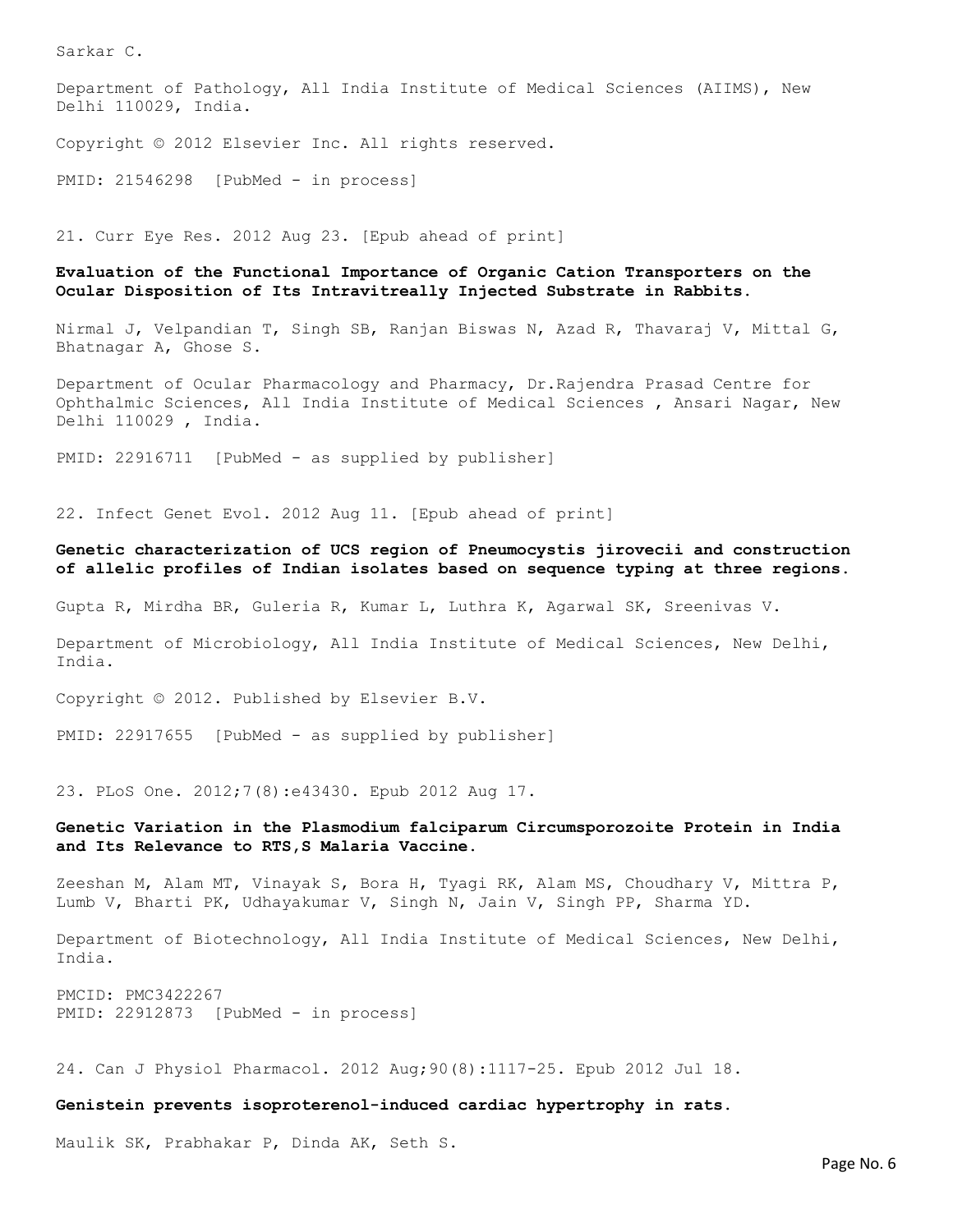Sarkar C.

Department of Pathology, All India Institute of Medical Sciences (AIIMS), New Delhi 110029, India.

Copyright © 2012 Elsevier Inc. All rights reserved.

PMID: 21546298 [PubMed - in process]

21. Curr Eye Res. 2012 Aug 23. [Epub ahead of print]

**Evaluation of the Functional Importance of Organic Cation Transporters on the Ocular Disposition of Its Intravitreally Injected Substrate in Rabbits.**

Nirmal J, Velpandian T, Singh SB, Ranjan Biswas N, Azad R, Thavaraj V, Mittal G, Bhatnagar A, Ghose S.

Department of Ocular Pharmacology and Pharmacy, Dr.Rajendra Prasad Centre for Ophthalmic Sciences, All India Institute of Medical Sciences , Ansari Nagar, New Delhi 110029 , India.

PMID: 22916711 [PubMed - as supplied by publisher]

22. Infect Genet Evol. 2012 Aug 11. [Epub ahead of print]

**Genetic characterization of UCS region of Pneumocystis jirovecii and construction of allelic profiles of Indian isolates based on sequence typing at three regions.**

Gupta R, Mirdha BR, Guleria R, Kumar L, Luthra K, Agarwal SK, Sreenivas V.

Department of Microbiology, All India Institute of Medical Sciences, New Delhi, India.

Copyright © 2012. Published by Elsevier B.V.

PMID: 22917655 [PubMed - as supplied by publisher]

23. PLoS One. 2012;7(8):e43430. Epub 2012 Aug 17.

**Genetic Variation in the Plasmodium falciparum Circumsporozoite Protein in India and Its Relevance to RTS,S Malaria Vaccine.**

Zeeshan M, Alam MT, Vinayak S, Bora H, Tyagi RK, Alam MS, Choudhary V, Mittra P, Lumb V, Bharti PK, Udhayakumar V, Singh N, Jain V, Singh PP, Sharma YD.

Department of Biotechnology, All India Institute of Medical Sciences, New Delhi, India.

PMCID: PMC3422267
PMID: 22912873 [PubMed - in process]

24. Can J Physiol Pharmacol. 2012 Aug;90(8):1117-25. Epub 2012 Jul 18.

**Genistein prevents isoproterenol-induced cardiac hypertrophy in rats.**

Maulik SK, Prabhakar P, Dinda AK, Seth S.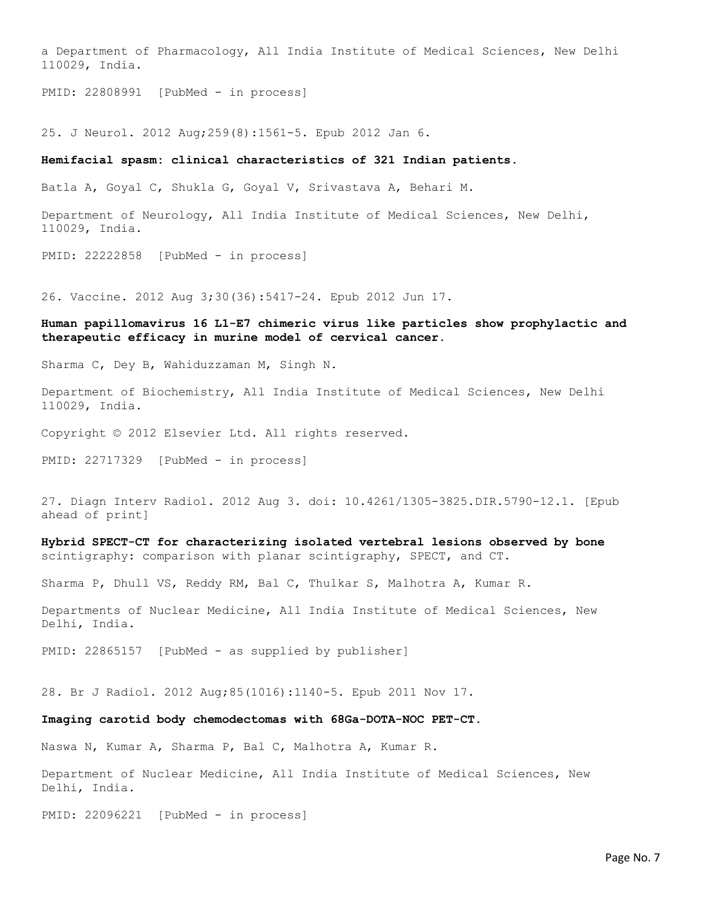a Department of Pharmacology, All India Institute of Medical Sciences, New Delhi 110029, India.

PMID: 22808991 [PubMed - in process]

25. J Neurol. 2012 Aug;259(8):1561-5. Epub 2012 Jan 6.

**Hemifacial spasm: clinical characteristics of 321 Indian patients.**

Batla A, Goyal C, Shukla G, Goyal V, Srivastava A, Behari M.

Department of Neurology, All India Institute of Medical Sciences, New Delhi, 110029, India.

PMID: 22222858 [PubMed - in process]

26. Vaccine. 2012 Aug 3;30(36):5417-24. Epub 2012 Jun 17.

**Human papillomavirus 16 L1-E7 chimeric virus like particles show prophylactic and therapeutic efficacy in murine model of cervical cancer.**

Sharma C, Dey B, Wahiduzzaman M, Singh N.

Department of Biochemistry, All India Institute of Medical Sciences, New Delhi 110029, India.

Copyright © 2012 Elsevier Ltd. All rights reserved.

PMID: 22717329 [PubMed - in process]

27. Diagn Interv Radiol. 2012 Aug 3. doi: 10.4261/1305-3825.DIR.5790-12.1. [Epub ahead of print]

**Hybrid SPECT-CT for characterizing isolated vertebral lesions observed by bone** scintigraphy: comparison with planar scintigraphy, SPECT, and CT.

Sharma P, Dhull VS, Reddy RM, Bal C, Thulkar S, Malhotra A, Kumar R.

Departments of Nuclear Medicine, All India Institute of Medical Sciences, New Delhi, India.

PMID: 22865157 [PubMed - as supplied by publisher]

28. Br J Radiol. 2012 Aug;85(1016):1140-5. Epub 2011 Nov 17.

**Imaging carotid body chemodectomas with 68Ga-DOTA-NOC PET-CT.**

Naswa N, Kumar A, Sharma P, Bal C, Malhotra A, Kumar R.

Department of Nuclear Medicine, All India Institute of Medical Sciences, New Delhi, India.

PMID: 22096221 [PubMed - in process]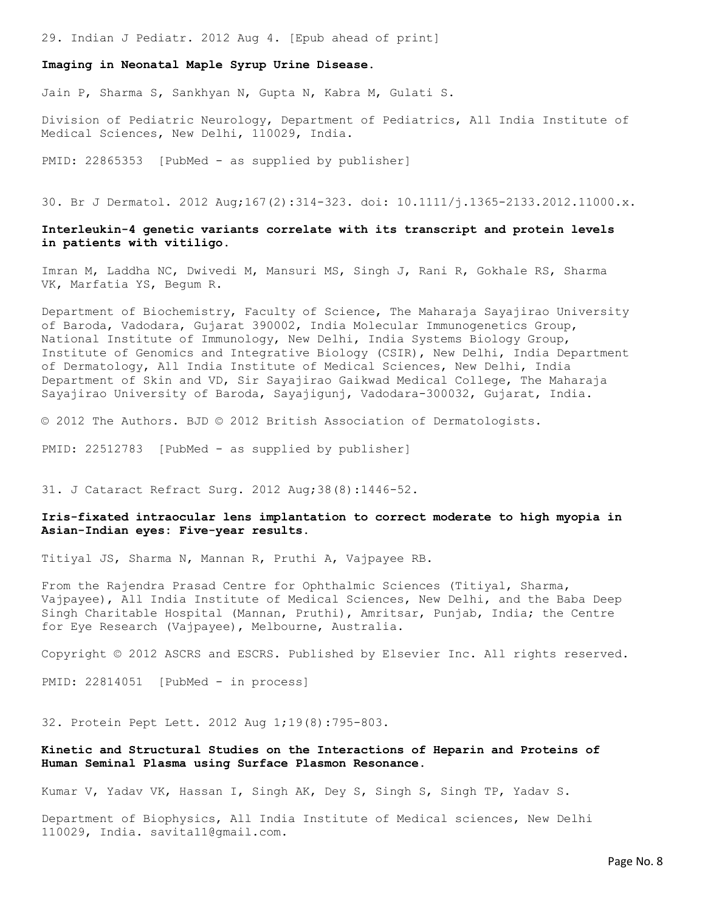29. Indian J Pediatr. 2012 Aug 4. [Epub ahead of print]

**Imaging in Neonatal Maple Syrup Urine Disease.**

Jain P, Sharma S, Sankhyan N, Gupta N, Kabra M, Gulati S.

Division of Pediatric Neurology, Department of Pediatrics, All India Institute of Medical Sciences, New Delhi, 110029, India.

PMID: 22865353 [PubMed - as supplied by publisher]

30. Br J Dermatol. 2012 Aug;167(2):314-323. doi: 10.1111/j.1365-2133.2012.11000.x.

**Interleukin-4 genetic variants correlate with its transcript and protein levels in patients with vitiligo.**

Imran M, Laddha NC, Dwivedi M, Mansuri MS, Singh J, Rani R, Gokhale RS, Sharma VK, Marfatia YS, Begum R.

Department of Biochemistry, Faculty of Science, The Maharaja Sayajirao University of Baroda, Vadodara, Gujarat 390002, India Molecular Immunogenetics Group, National Institute of Immunology, New Delhi, India Systems Biology Group, Institute of Genomics and Integrative Biology (CSIR), New Delhi, India Department of Dermatology, All India Institute of Medical Sciences, New Delhi, India Department of Skin and VD, Sir Sayajirao Gaikwad Medical College, The Maharaja Sayajirao University of Baroda, Sayajigunj, Vadodara-300032, Gujarat, India.

© 2012 The Authors. BJD © 2012 British Association of Dermatologists.

PMID: 22512783 [PubMed - as supplied by publisher]

31. J Cataract Refract Surg. 2012 Aug;38(8):1446-52.

**Iris-fixated intraocular lens implantation to correct moderate to high myopia in Asian-Indian eyes: Five-year results.**

Titiyal JS, Sharma N, Mannan R, Pruthi A, Vajpayee RB.

From the Rajendra Prasad Centre for Ophthalmic Sciences (Titiyal, Sharma, Vajpayee), All India Institute of Medical Sciences, New Delhi, and the Baba Deep Singh Charitable Hospital (Mannan, Pruthi), Amritsar, Punjab, India; the Centre for Eye Research (Vajpayee), Melbourne, Australia.

Copyright © 2012 ASCRS and ESCRS. Published by Elsevier Inc. All rights reserved.

PMID: 22814051 [PubMed - in process]

32. Protein Pept Lett. 2012 Aug 1;19(8):795-803.

**Kinetic and Structural Studies on the Interactions of Heparin and Proteins of Human Seminal Plasma using Surface Plasmon Resonance.**

Kumar V, Yadav VK, Hassan I, Singh AK, Dey S, Singh S, Singh TP, Yadav S.

Department of Biophysics, All India Institute of Medical sciences, New Delhi 110029, India. savita11@gmail.com.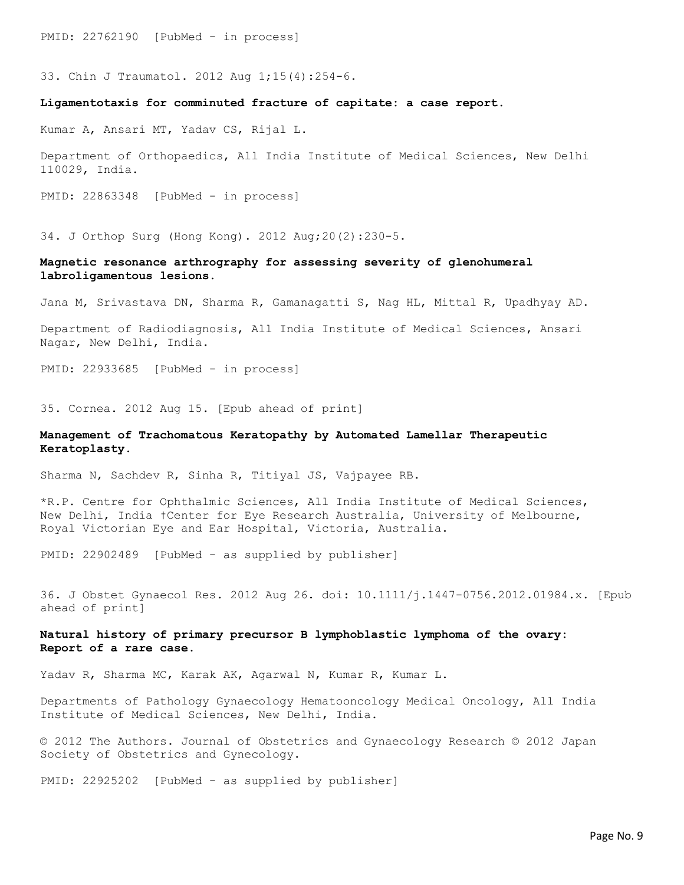PMID: 22762190 [PubMed - in process]

33. Chin J Traumatol. 2012 Aug 1;15(4):254-6.

**Ligamentotaxis for comminuted fracture of capitate: a case report.**

Kumar A, Ansari MT, Yadav CS, Rijal L.

Department of Orthopaedics, All India Institute of Medical Sciences, New Delhi 110029, India.

PMID: 22863348 [PubMed - in process]

34. J Orthop Surg (Hong Kong). 2012 Aug;20(2):230-5.

**Magnetic resonance arthrography for assessing severity of glenohumeral labroligamentous lesions.**

Jana M, Srivastava DN, Sharma R, Gamanagatti S, Nag HL, Mittal R, Upadhyay AD.

Department of Radiodiagnosis, All India Institute of Medical Sciences, Ansari Nagar, New Delhi, India.

PMID: 22933685 [PubMed - in process]

35. Cornea. 2012 Aug 15. [Epub ahead of print]

**Management of Trachomatous Keratopathy by Automated Lamellar Therapeutic Keratoplasty.**

Sharma N, Sachdev R, Sinha R, Titiyal JS, Vajpayee RB.

*R.P. Centre for Ophthalmic Sciences, All India Institute of Medical Sciences, New Delhi, India †Center for Eye Research Australia, University of Melbourne, Royal Victorian Eye and Ear Hospital, Victoria, Australia.

PMID: 22902489 [PubMed - as supplied by publisher]

36. J Obstet Gynaecol Res. 2012 Aug 26. doi: 10.1111/j.1447-0756.2012.01984.x. [Epub ahead of print]

**Natural history of primary precursor B lymphoblastic lymphoma of the ovary: Report of a rare case.**

Yadav R, Sharma MC, Karak AK, Agarwal N, Kumar R, Kumar L.

Departments of Pathology Gynaecology Hematooncology Medical Oncology, All India Institute of Medical Sciences, New Delhi, India.

© 2012 The Authors. Journal of Obstetrics and Gynaecology Research © 2012 Japan Society of Obstetrics and Gynecology.

PMID: 22925202 [PubMed - as supplied by publisher]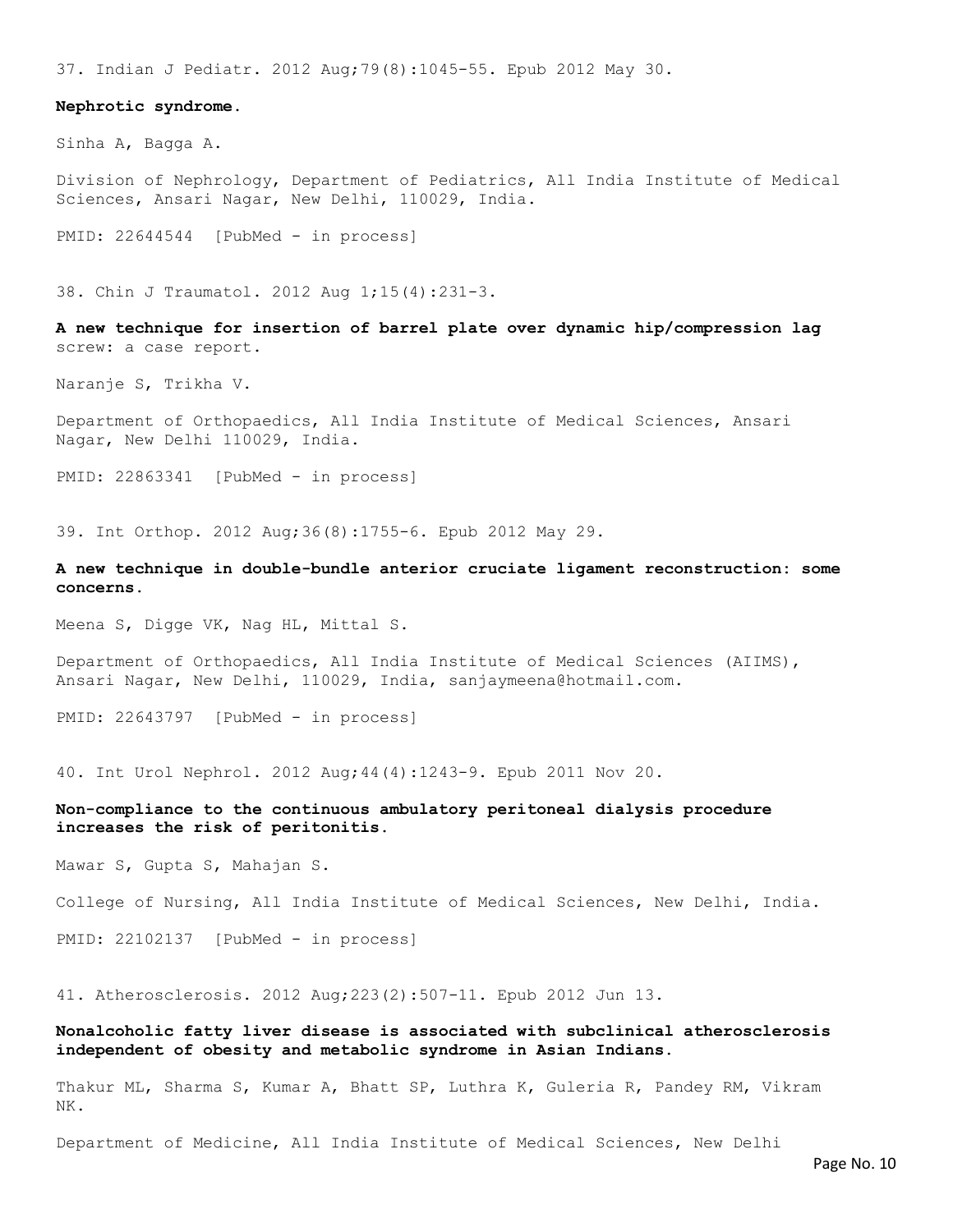37. Indian J Pediatr. 2012 Aug;79(8):1045-55. Epub 2012 May 30.

**Nephrotic syndrome.**

Sinha A, Bagga A.

Division of Nephrology, Department of Pediatrics, All India Institute of Medical Sciences, Ansari Nagar, New Delhi, 110029, India.

PMID: 22644544 [PubMed - in process]

38. Chin J Traumatol. 2012 Aug 1;15(4):231-3.

**A new technique for insertion of barrel plate over dynamic hip/compression lag** screw: a case report.

Naranje S, Trikha V.

Department of Orthopaedics, All India Institute of Medical Sciences, Ansari Nagar, New Delhi 110029, India.

PMID: 22863341 [PubMed - in process]

39. Int Orthop. 2012 Aug;36(8):1755-6. Epub 2012 May 29.

**A new technique in double-bundle anterior cruciate ligament reconstruction: some concerns.**

Meena S, Digge VK, Nag HL, Mittal S.

Department of Orthopaedics, All India Institute of Medical Sciences (AIIMS), Ansari Nagar, New Delhi, 110029, India, sanjaymeena@hotmail.com.

PMID: 22643797 [PubMed - in process]

40. Int Urol Nephrol. 2012 Aug;44(4):1243-9. Epub 2011 Nov 20.

**Non-compliance to the continuous ambulatory peritoneal dialysis procedure increases the risk of peritonitis.**

Mawar S, Gupta S, Mahajan S.

College of Nursing, All India Institute of Medical Sciences, New Delhi, India.

PMID: 22102137 [PubMed - in process]

41. Atherosclerosis. 2012 Aug;223(2):507-11. Epub 2012 Jun 13.

**Nonalcoholic fatty liver disease is associated with subclinical atherosclerosis independent of obesity and metabolic syndrome in Asian Indians.**

Thakur ML, Sharma S, Kumar A, Bhatt SP, Luthra K, Guleria R, Pandey RM, Vikram NK.

Department of Medicine, All India Institute of Medical Sciences, New Delhi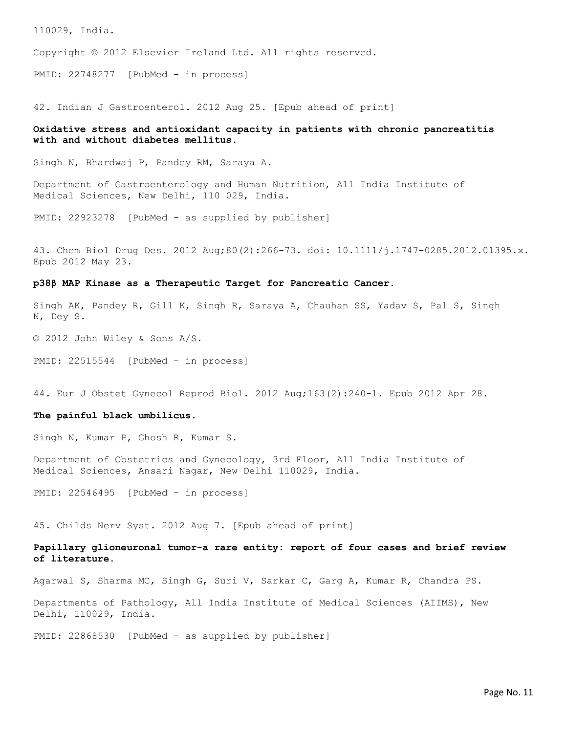110029, India.

Copyright © 2012 Elsevier Ireland Ltd. All rights reserved.

PMID: 22748277 [PubMed - in process]

42. Indian J Gastroenterol. 2012 Aug 25. [Epub ahead of print]

**Oxidative stress and antioxidant capacity in patients with chronic pancreatitis with and without diabetes mellitus.**

Singh N, Bhardwaj P, Pandey RM, Saraya A.

Department of Gastroenterology and Human Nutrition, All India Institute of Medical Sciences, New Delhi, 110 029, India.

PMID: 22923278 [PubMed - as supplied by publisher]

43. Chem Biol Drug Des. 2012 Aug;80(2):266-73. doi: 10.1111/j.1747-0285.2012.01395.x. Epub 2012 May 23.

**p38β MAP Kinase as a Therapeutic Target for Pancreatic Cancer.**

Singh AK, Pandey R, Gill K, Singh R, Saraya A, Chauhan SS, Yadav S, Pal S, Singh N, Dey S.

© 2012 John Wiley & Sons A/S.

PMID: 22515544 [PubMed - in process]

44. Eur J Obstet Gynecol Reprod Biol. 2012 Aug;163(2):240-1. Epub 2012 Apr 28.

**The painful black umbilicus.**

Singh N, Kumar P, Ghosh R, Kumar S.

Department of Obstetrics and Gynecology, 3rd Floor, All India Institute of Medical Sciences, Ansari Nagar, New Delhi 110029, India.

PMID: 22546495 [PubMed - in process]

45. Childs Nerv Syst. 2012 Aug 7. [Epub ahead of print]

**Papillary glioneuronal tumor-a rare entity: report of four cases and brief review of literature.**

Agarwal S, Sharma MC, Singh G, Suri V, Sarkar C, Garg A, Kumar R, Chandra PS.

Departments of Pathology, All India Institute of Medical Sciences (AIIMS), New Delhi, 110029, India.

PMID: 22868530 [PubMed - as supplied by publisher]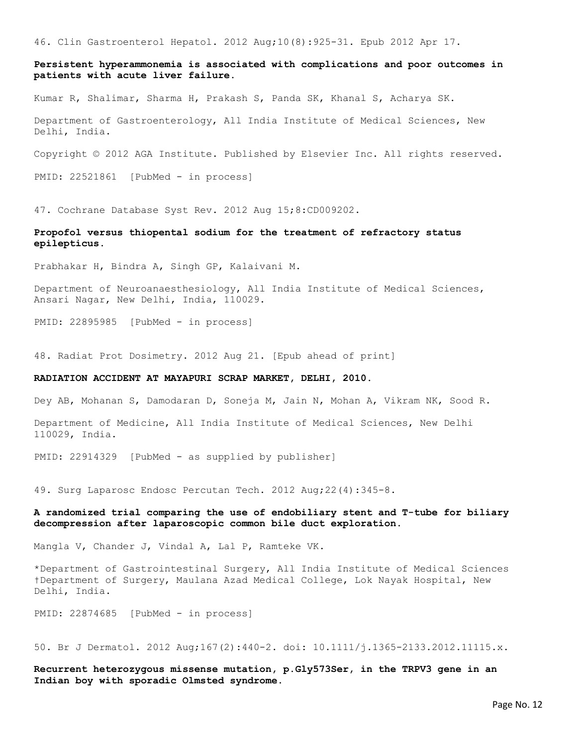46. Clin Gastroenterol Hepatol. 2012 Aug;10(8):925-31. Epub 2012 Apr 17.

**Persistent hyperammonemia is associated with complications and poor outcomes in patients with acute liver failure.**

Kumar R, Shalimar, Sharma H, Prakash S, Panda SK, Khanal S, Acharya SK.

Department of Gastroenterology, All India Institute of Medical Sciences, New Delhi, India.

Copyright © 2012 AGA Institute. Published by Elsevier Inc. All rights reserved.

PMID: 22521861 [PubMed - in process]

47. Cochrane Database Syst Rev. 2012 Aug 15;8:CD009202.

**Propofol versus thiopental sodium for the treatment of refractory status epilepticus.**

Prabhakar H, Bindra A, Singh GP, Kalaivani M.

Department of Neuroanaesthesiology, All India Institute of Medical Sciences, Ansari Nagar, New Delhi, India, 110029.

PMID: 22895985 [PubMed - in process]

48. Radiat Prot Dosimetry. 2012 Aug 21. [Epub ahead of print]

**RADIATION ACCIDENT AT MAYAPURI SCRAP MARKET, DELHI, 2010.**

Dey AB, Mohanan S, Damodaran D, Soneja M, Jain N, Mohan A, Vikram NK, Sood R.

Department of Medicine, All India Institute of Medical Sciences, New Delhi 110029, India.

PMID: 22914329 [PubMed - as supplied by publisher]

49. Surg Laparosc Endosc Percutan Tech. 2012 Aug;22(4):345-8.

**A randomized trial comparing the use of endobiliary stent and T-tube for biliary decompression after laparoscopic common bile duct exploration.**

Mangla V, Chander J, Vindal A, Lal P, Ramteke VK.

*Department of Gastrointestinal Surgery, All India Institute of Medical Sciences †Department of Surgery, Maulana Azad Medical College, Lok Nayak Hospital, New Delhi, India.

PMID: 22874685 [PubMed - in process]

50. Br J Dermatol. 2012 Aug;167(2):440-2. doi: 10.1111/j.1365-2133.2012.11115.x.

**Recurrent heterozygous missense mutation, p.Gly573Ser, in the TRPV3 gene in an Indian boy with sporadic Olmsted syndrome.**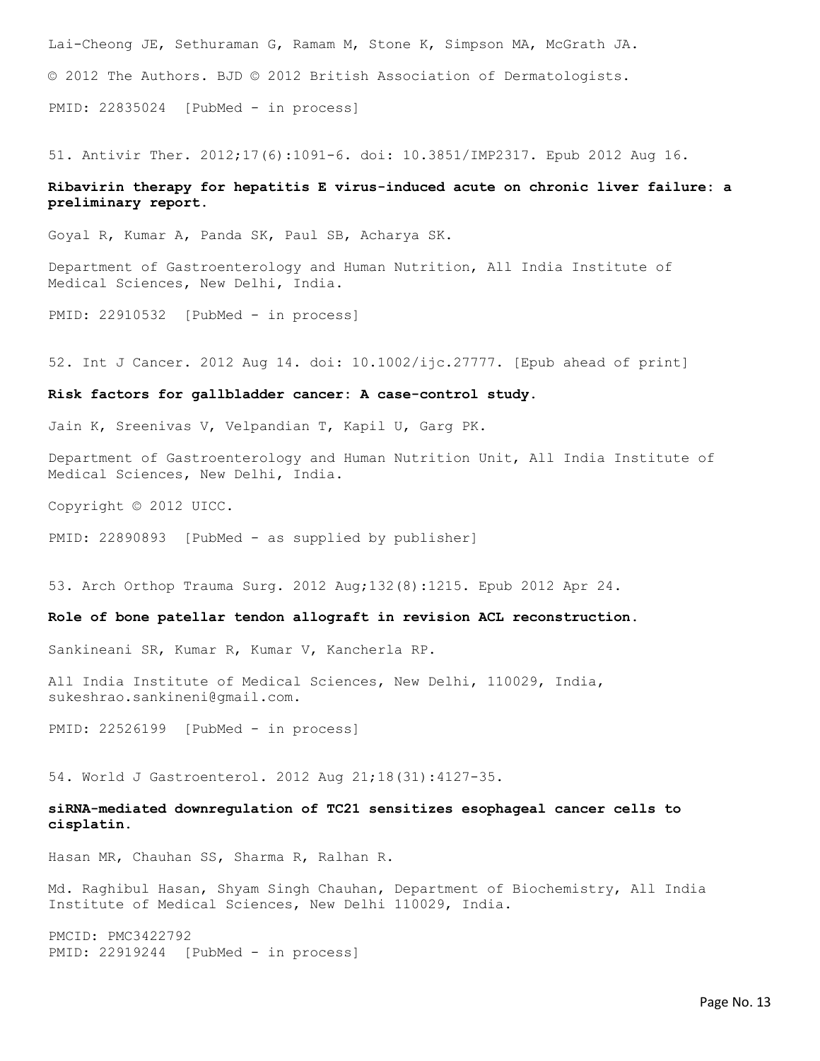Lai-Cheong JE, Sethuraman G, Ramam M, Stone K, Simpson MA, McGrath JA.

© 2012 The Authors. BJD © 2012 British Association of Dermatologists.

PMID: 22835024 [PubMed - in process]

51. Antivir Ther. 2012;17(6):1091-6. doi: 10.3851/IMP2317. Epub 2012 Aug 16.

**Ribavirin therapy for hepatitis E virus-induced acute on chronic liver failure: a preliminary report.**

Goyal R, Kumar A, Panda SK, Paul SB, Acharya SK.

Department of Gastroenterology and Human Nutrition, All India Institute of Medical Sciences, New Delhi, India.

PMID: 22910532 [PubMed - in process]

52. Int J Cancer. 2012 Aug 14. doi: 10.1002/ijc.27777. [Epub ahead of print]

**Risk factors for gallbladder cancer: A case-control study.**

Jain K, Sreenivas V, Velpandian T, Kapil U, Garg PK.

Department of Gastroenterology and Human Nutrition Unit, All India Institute of Medical Sciences, New Delhi, India.

Copyright © 2012 UICC.

PMID: 22890893 [PubMed - as supplied by publisher]

53. Arch Orthop Trauma Surg. 2012 Aug;132(8):1215. Epub 2012 Apr 24.

**Role of bone patellar tendon allograft in revision ACL reconstruction.**

Sankineani SR, Kumar R, Kumar V, Kancherla RP.

All India Institute of Medical Sciences, New Delhi, 110029, India, sukeshrao.sankineni@gmail.com.

PMID: 22526199 [PubMed - in process]

54. World J Gastroenterol. 2012 Aug 21;18(31):4127-35.

**siRNA-mediated downregulation of TC21 sensitizes esophageal cancer cells to cisplatin.**

Hasan MR, Chauhan SS, Sharma R, Ralhan R.

Md. Raghibul Hasan, Shyam Singh Chauhan, Department of Biochemistry, All India Institute of Medical Sciences, New Delhi 110029, India.

PMCID: PMC3422792
PMID: 22919244 [PubMed - in process]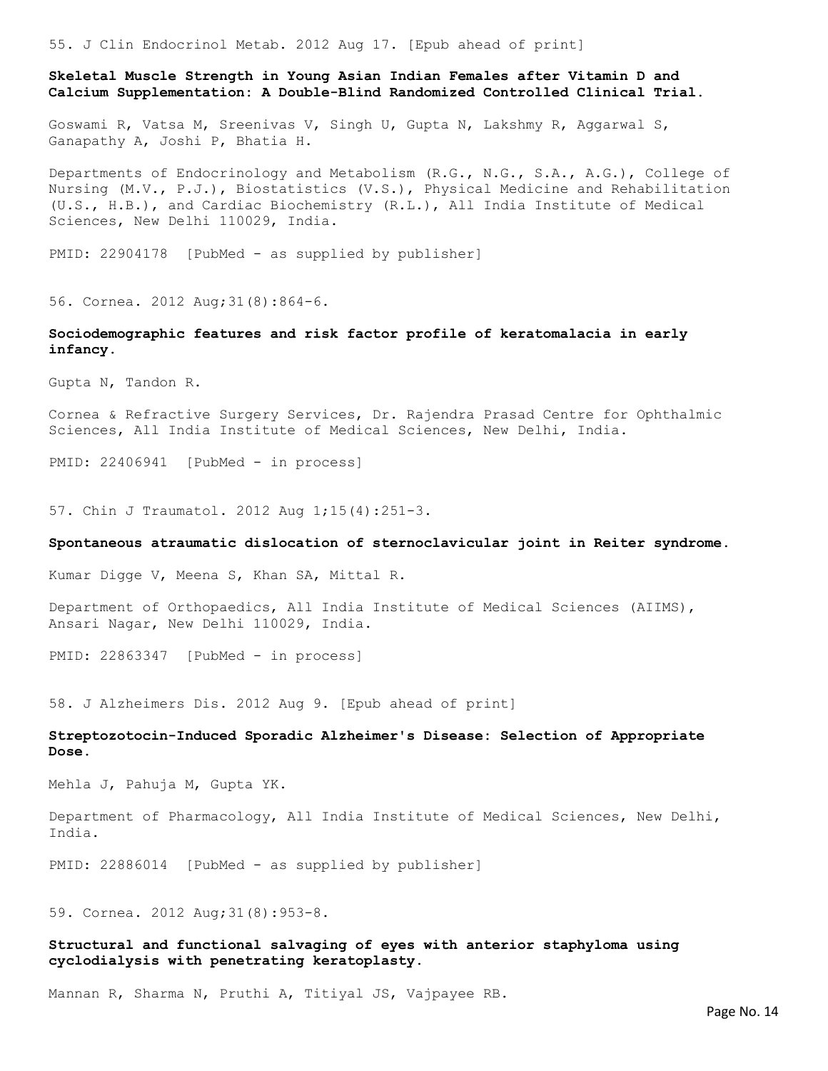55. J Clin Endocrinol Metab. 2012 Aug 17. [Epub ahead of print]

**Skeletal Muscle Strength in Young Asian Indian Females after Vitamin D and Calcium Supplementation: A Double-Blind Randomized Controlled Clinical Trial.**

Goswami R, Vatsa M, Sreenivas V, Singh U, Gupta N, Lakshmy R, Aggarwal S, Ganapathy A, Joshi P, Bhatia H.

Departments of Endocrinology and Metabolism (R.G., N.G., S.A., A.G.), College of Nursing (M.V., P.J.), Biostatistics (V.S.), Physical Medicine and Rehabilitation (U.S., H.B.), and Cardiac Biochemistry (R.L.), All India Institute of Medical Sciences, New Delhi 110029, India.

PMID: 22904178 [PubMed - as supplied by publisher]

56. Cornea. 2012 Aug;31(8):864-6.

**Sociodemographic features and risk factor profile of keratomalacia in early infancy.**

Gupta N, Tandon R.

Cornea & Refractive Surgery Services, Dr. Rajendra Prasad Centre for Ophthalmic Sciences, All India Institute of Medical Sciences, New Delhi, India.

PMID: 22406941 [PubMed - in process]

57. Chin J Traumatol. 2012 Aug 1;15(4):251-3.

**Spontaneous atraumatic dislocation of sternoclavicular joint in Reiter syndrome.**

Kumar Digge V, Meena S, Khan SA, Mittal R.

Department of Orthopaedics, All India Institute of Medical Sciences (AIIMS), Ansari Nagar, New Delhi 110029, India.

PMID: 22863347 [PubMed - in process]

58. J Alzheimers Dis. 2012 Aug 9. [Epub ahead of print]

**Streptozotocin-Induced Sporadic Alzheimer's Disease: Selection of Appropriate Dose.**

Mehla J, Pahuja M, Gupta YK.

Department of Pharmacology, All India Institute of Medical Sciences, New Delhi, India.

PMID: 22886014 [PubMed - as supplied by publisher]

59. Cornea. 2012 Aug;31(8):953-8.

**Structural and functional salvaging of eyes with anterior staphyloma using cyclodialysis with penetrating keratoplasty.**

Mannan R, Sharma N, Pruthi A, Titiyal JS, Vajpayee RB.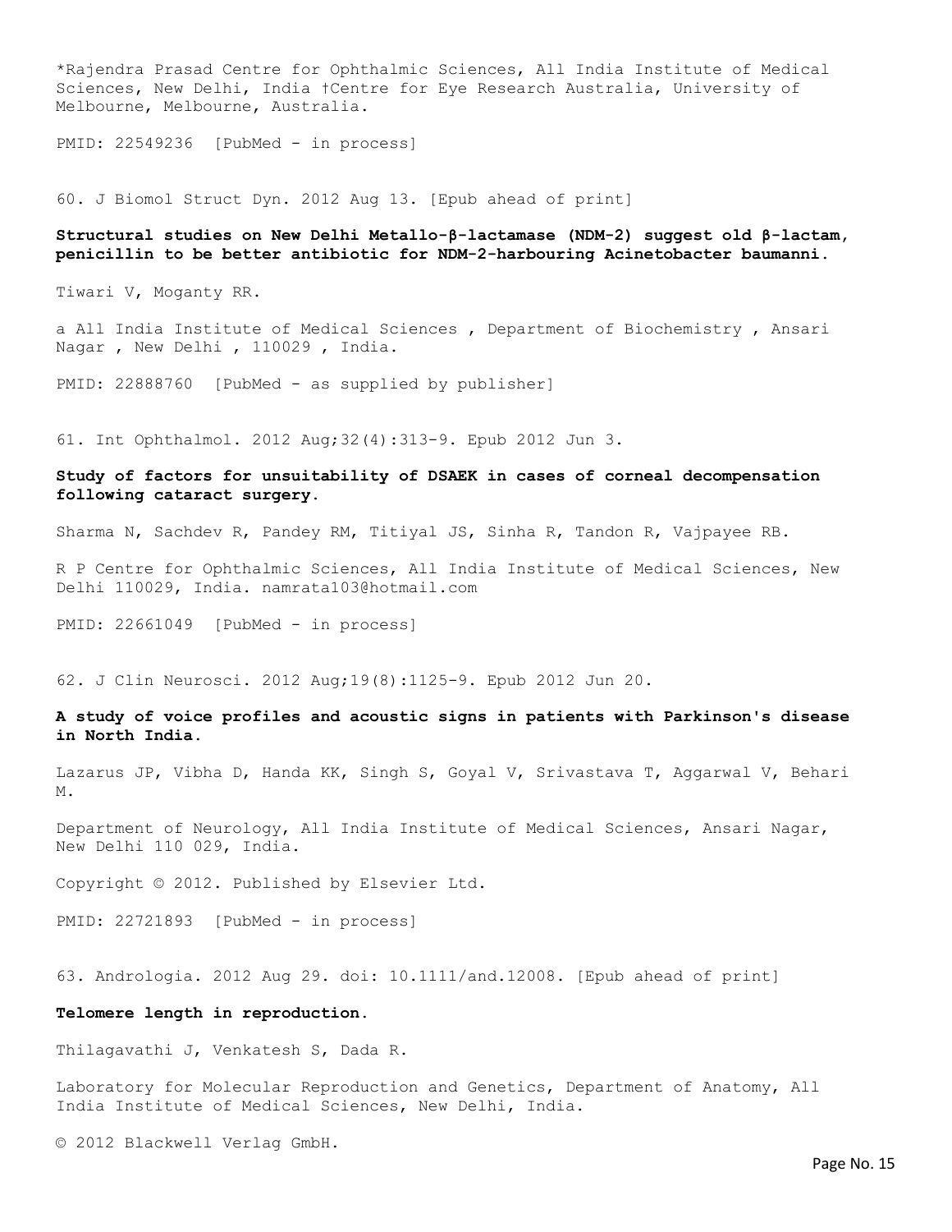*Rajendra Prasad Centre for Ophthalmic Sciences, All India Institute of Medical Sciences, New Delhi, India †Centre for Eye Research Australia, University of Melbourne, Melbourne, Australia.

PMID: 22549236 [PubMed - in process]

60. J Biomol Struct Dyn. 2012 Aug 13. [Epub ahead of print]

**Structural studies on New Delhi Metallo-β-lactamase (NDM-2) suggest old β-lactam, penicillin to be better antibiotic for NDM-2-harbouring Acinetobacter baumanni.**

Tiwari V, Moganty RR.

a All India Institute of Medical Sciences , Department of Biochemistry , Ansari Nagar , New Delhi , 110029 , India.

PMID: 22888760 [PubMed - as supplied by publisher]

61. Int Ophthalmol. 2012 Aug;32(4):313-9. Epub 2012 Jun 3.

**Study of factors for unsuitability of DSAEK in cases of corneal decompensation following cataract surgery.**

Sharma N, Sachdev R, Pandey RM, Titiyal JS, Sinha R, Tandon R, Vajpayee RB.

R P Centre for Ophthalmic Sciences, All India Institute of Medical Sciences, New Delhi 110029, India. namrata103@hotmail.com

PMID: 22661049 [PubMed - in process]

62. J Clin Neurosci. 2012 Aug;19(8):1125-9. Epub 2012 Jun 20.

**A study of voice profiles and acoustic signs in patients with Parkinson's disease in North India.**

Lazarus JP, Vibha D, Handa KK, Singh S, Goyal V, Srivastava T, Aggarwal V, Behari M.

Department of Neurology, All India Institute of Medical Sciences, Ansari Nagar, New Delhi 110 029, India.

Copyright © 2012. Published by Elsevier Ltd.

PMID: 22721893 [PubMed - in process]

63. Andrologia. 2012 Aug 29. doi: 10.1111/and.12008. [Epub ahead of print]

**Telomere length in reproduction.**

Thilagavathi J, Venkatesh S, Dada R.

Laboratory for Molecular Reproduction and Genetics, Department of Anatomy, All India Institute of Medical Sciences, New Delhi, India.

© 2012 Blackwell Verlag GmbH.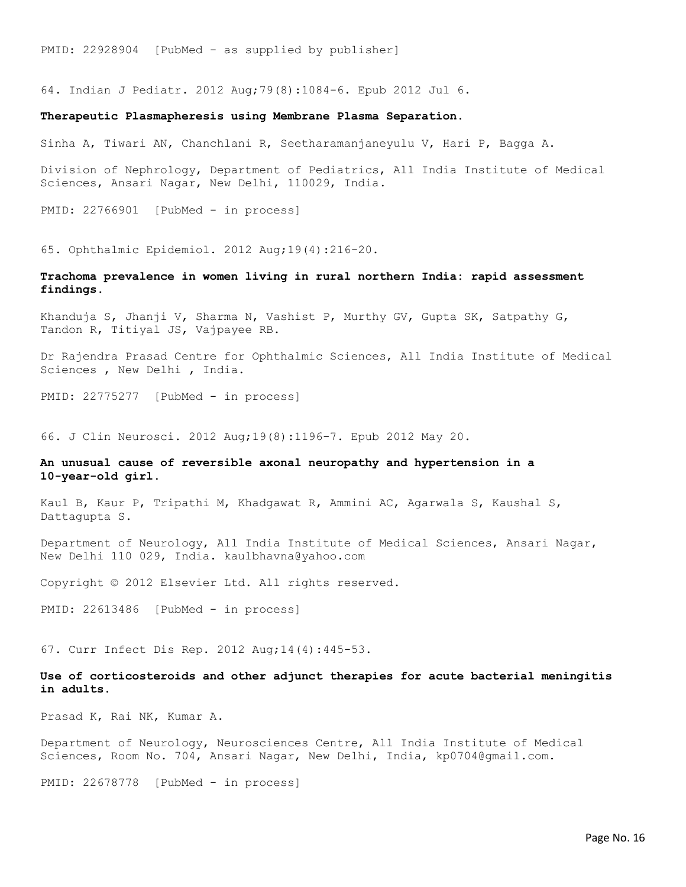PMID: 22928904 [PubMed - as supplied by publisher]

64. Indian J Pediatr. 2012 Aug;79(8):1084-6. Epub 2012 Jul 6.

**Therapeutic Plasmapheresis using Membrane Plasma Separation.**

Sinha A, Tiwari AN, Chanchlani R, Seetharamanjaneyulu V, Hari P, Bagga A.

Division of Nephrology, Department of Pediatrics, All India Institute of Medical Sciences, Ansari Nagar, New Delhi, 110029, India.

PMID: 22766901 [PubMed - in process]

65. Ophthalmic Epidemiol. 2012 Aug;19(4):216-20.

**Trachoma prevalence in women living in rural northern India: rapid assessment findings.**

Khanduja S, Jhanji V, Sharma N, Vashist P, Murthy GV, Gupta SK, Satpathy G, Tandon R, Titiyal JS, Vajpayee RB.

Dr Rajendra Prasad Centre for Ophthalmic Sciences, All India Institute of Medical Sciences , New Delhi , India.

PMID: 22775277 [PubMed - in process]

66. J Clin Neurosci. 2012 Aug;19(8):1196-7. Epub 2012 May 20.

**An unusual cause of reversible axonal neuropathy and hypertension in a 10-year-old girl.**

Kaul B, Kaur P, Tripathi M, Khadgawat R, Ammini AC, Agarwala S, Kaushal S, Dattagupta S.

Department of Neurology, All India Institute of Medical Sciences, Ansari Nagar, New Delhi 110 029, India. kaulbhavna@yahoo.com

Copyright © 2012 Elsevier Ltd. All rights reserved.

PMID: 22613486 [PubMed - in process]

67. Curr Infect Dis Rep. 2012 Aug;14(4):445-53.

**Use of corticosteroids and other adjunct therapies for acute bacterial meningitis in adults.**

Prasad K, Rai NK, Kumar A.

Department of Neurology, Neurosciences Centre, All India Institute of Medical Sciences, Room No. 704, Ansari Nagar, New Delhi, India, kp0704@gmail.com.

PMID: 22678778 [PubMed - in process]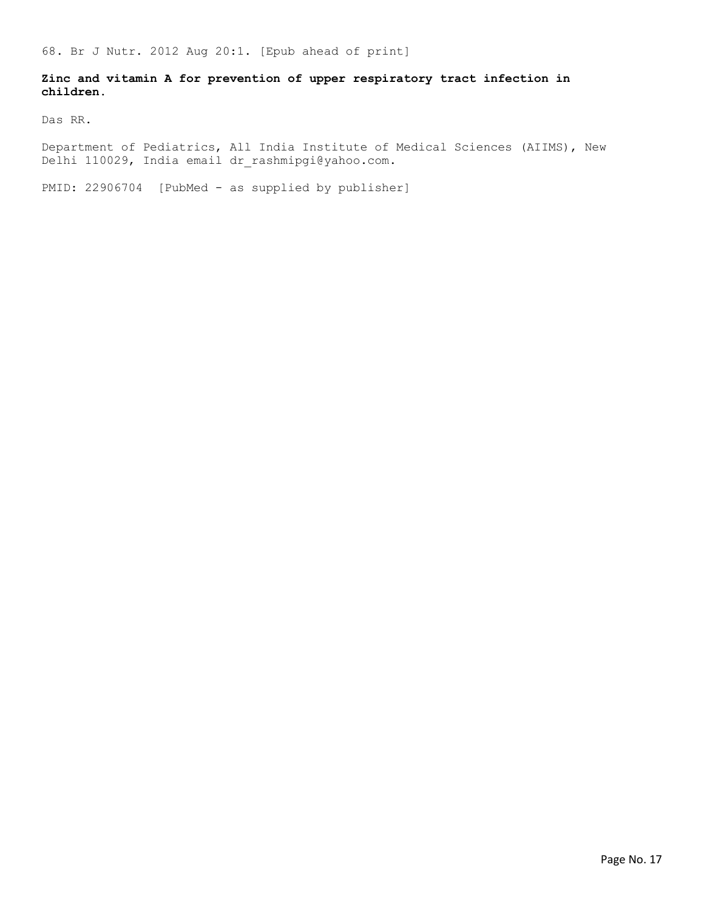68. Br J Nutr. 2012 Aug 20:1. [Epub ahead of print]

**Zinc and vitamin A for prevention of upper respiratory tract infection in children.**

Das RR.

Department of Pediatrics, All India Institute of Medical Sciences (AIIMS), New Delhi 110029, India email dr_rashmipgi@yahoo.com.

PMID: 22906704 [PubMed - as supplied by publisher]